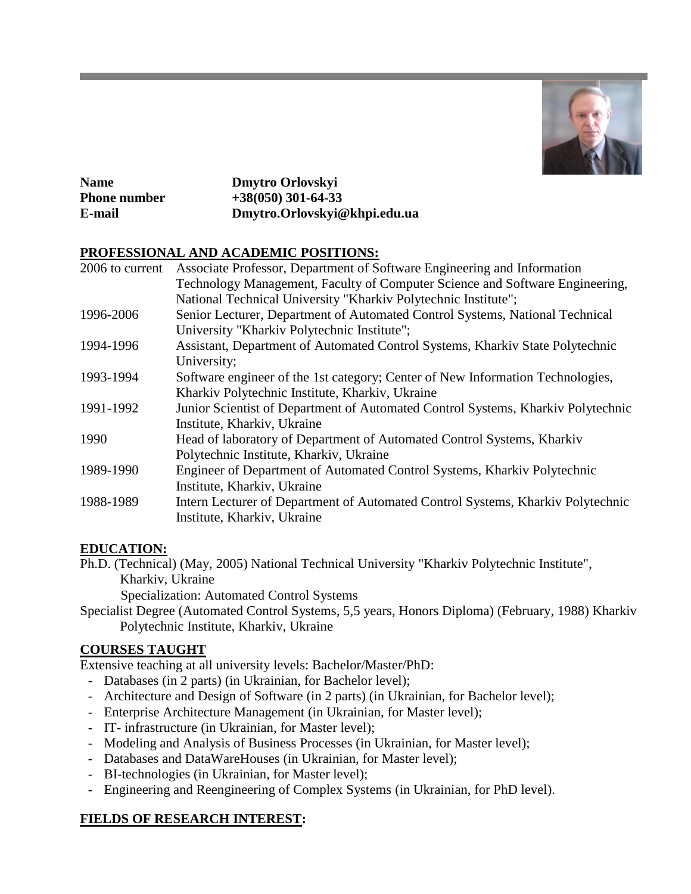**Name** **Dmytro Orlovskyi**
**Phone number** **+38(050) 301-64-33**
**E-mail** **Dmytro.Orlovskyi@khpi.edu.ua**

## PROFESSIONAL AND ACADEMIC POSITIONS:

| | |
|---|---|
| 2006 to current | Associate Professor, Department of Software Engineering and Information Technology Management, Faculty of Computer Science and Software Engineering, National Technical University "Kharkiv Polytechnic Institute"; |
| 1996-2006 | Senior Lecturer, Department of Automated Control Systems, National Technical University "Kharkiv Polytechnic Institute"; |
| 1994-1996 | Assistant, Department of Automated Control Systems, Kharkiv State Polytechnic University; |
| 1993-1994 | Software engineer of the 1st category; Center of New Information Technologies, Kharkiv Polytechnic Institute, Kharkiv, Ukraine |
| 1991-1992 | Junior Scientist of Department of Automated Control Systems, Kharkiv Polytechnic Institute, Kharkiv, Ukraine |
| 1990 | Head of laboratory of Department of Automated Control Systems, Kharkiv Polytechnic Institute, Kharkiv, Ukraine |
| 1989-1990 | Engineer of Department of Automated Control Systems, Kharkiv Polytechnic Institute, Kharkiv, Ukraine |
| 1988-1989 | Intern Lecturer of Department of Automated Control Systems, Kharkiv Polytechnic Institute, Kharkiv, Ukraine |

## EDUCATION:

Ph.D. (Technical) (May, 2005) National Technical University "Kharkiv Polytechnic Institute", Kharkiv, Ukraine
Specialization: Automated Control Systems

Specialist Degree (Automated Control Systems, 5,5 years, Honors Diploma) (February, 1988) Kharkiv Polytechnic Institute, Kharkiv, Ukraine

## COURSES TAUGHT

Extensive teaching at all university levels: Bachelor/Master/PhD:

- Databases (in 2 parts) (in Ukrainian, for Bachelor level);
- Architecture and Design of Software (in 2 parts) (in Ukrainian, for Bachelor level);
- Enterprise Architecture Management (in Ukrainian, for Master level);
- IT- infrastructure (in Ukrainian, for Master level);
- Modeling and Analysis of Business Processes (in Ukrainian, for Master level);
- Databases and DataWareHouses (in Ukrainian, for Master level);
- BI-technologies (in Ukrainian, for Master level);
- Engineering and Reengineering of Complex Systems (in Ukrainian, for PhD level).

## FIELDS OF RESEARCH INTEREST: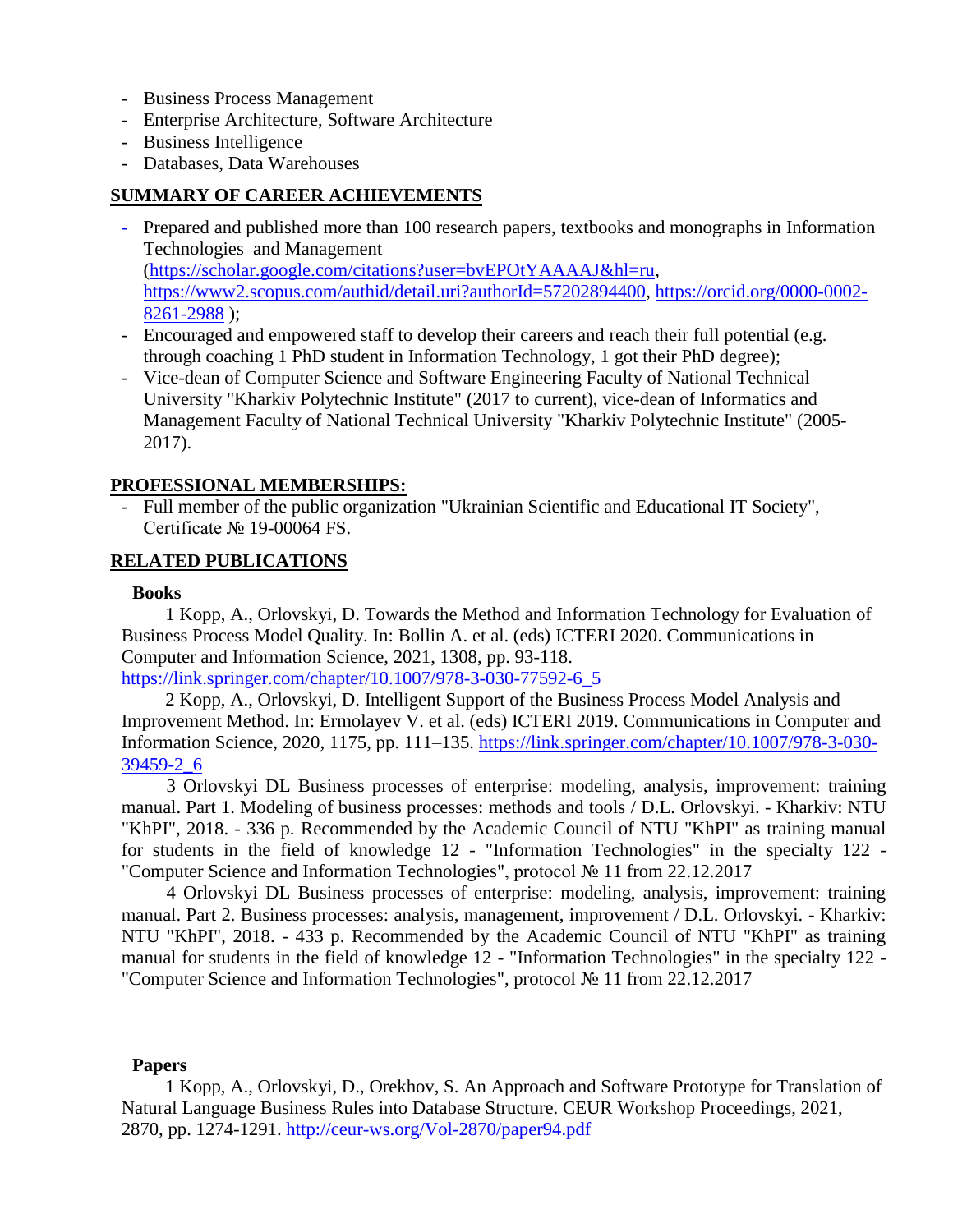- Business Process Management
- Enterprise Architecture, Software Architecture
- Business Intelligence
- Databases, Data Warehouses

## SUMMARY OF CAREER ACHIEVEMENTS

- Prepared and published more than 100 research papers, textbooks and monographs in Information Technologies and Management (https://scholar.google.com/citations?user=bvEPOtYAAAAJ&hl=ru, https://www2.scopus.com/authid/detail.uri?authorId=57202894400, https://orcid.org/0000-0002-8261-2988 );
- Encouraged and empowered staff to develop their careers and reach their full potential (e.g. through coaching 1 PhD student in Information Technology, 1 got their PhD degree);
- Vice-dean of Computer Science and Software Engineering Faculty of National Technical University "Kharkiv Polytechnic Institute" (2017 to current), vice-dean of Informatics and Management Faculty of National Technical University "Kharkiv Polytechnic Institute" (2005-2017).

## PROFESSIONAL MEMBERSHIPS:

- Full member of the public organization "Ukrainian Scientific and Educational IT Society", Certificate № 19-00064 FS.

## RELATED PUBLICATIONS

### Books

1 Kopp, A., Orlovskyi, D. Towards the Method and Information Technology for Evaluation of Business Process Model Quality. In: Bollin A. et al. (eds) ICTERI 2020. Communications in Computer and Information Science, 2021, 1308, pp. 93-118. https://link.springer.com/chapter/10.1007/978-3-030-77592-6_5

2 Kopp, A., Orlovskyi, D. Intelligent Support of the Business Process Model Analysis and Improvement Method. In: Ermolayev V. et al. (eds) ICTERI 2019. Communications in Computer and Information Science, 2020, 1175, pp. 111–135. https://link.springer.com/chapter/10.1007/978-3-030-39459-2_6

3 Orlovskyi DL Business processes of enterprise: modeling, analysis, improvement: training manual. Part 1. Modeling of business processes: methods and tools / D.L. Orlovskyi. - Kharkiv: NTU "KhPI", 2018. - 336 p. Recommended by the Academic Council of NTU "KhPI" as training manual for students in the field of knowledge 12 - "Information Technologies" in the specialty 122 - "Computer Science and Information Technologies", protocol № 11 from 22.12.2017

4 Orlovskyi DL Business processes of enterprise: modeling, analysis, improvement: training manual. Part 2. Business processes: analysis, management, improvement / D.L. Orlovskyi. - Kharkiv: NTU "KhPI", 2018. - 433 p. Recommended by the Academic Council of NTU "KhPI" as training manual for students in the field of knowledge 12 - "Information Technologies" in the specialty 122 - "Computer Science and Information Technologies", protocol № 11 from 22.12.2017

### Papers

1 Kopp, A., Orlovskyi, D., Orekhov, S. An Approach and Software Prototype for Translation of Natural Language Business Rules into Database Structure. CEUR Workshop Proceedings, 2021, 2870, pp. 1274-1291. http://ceur-ws.org/Vol-2870/paper94.pdf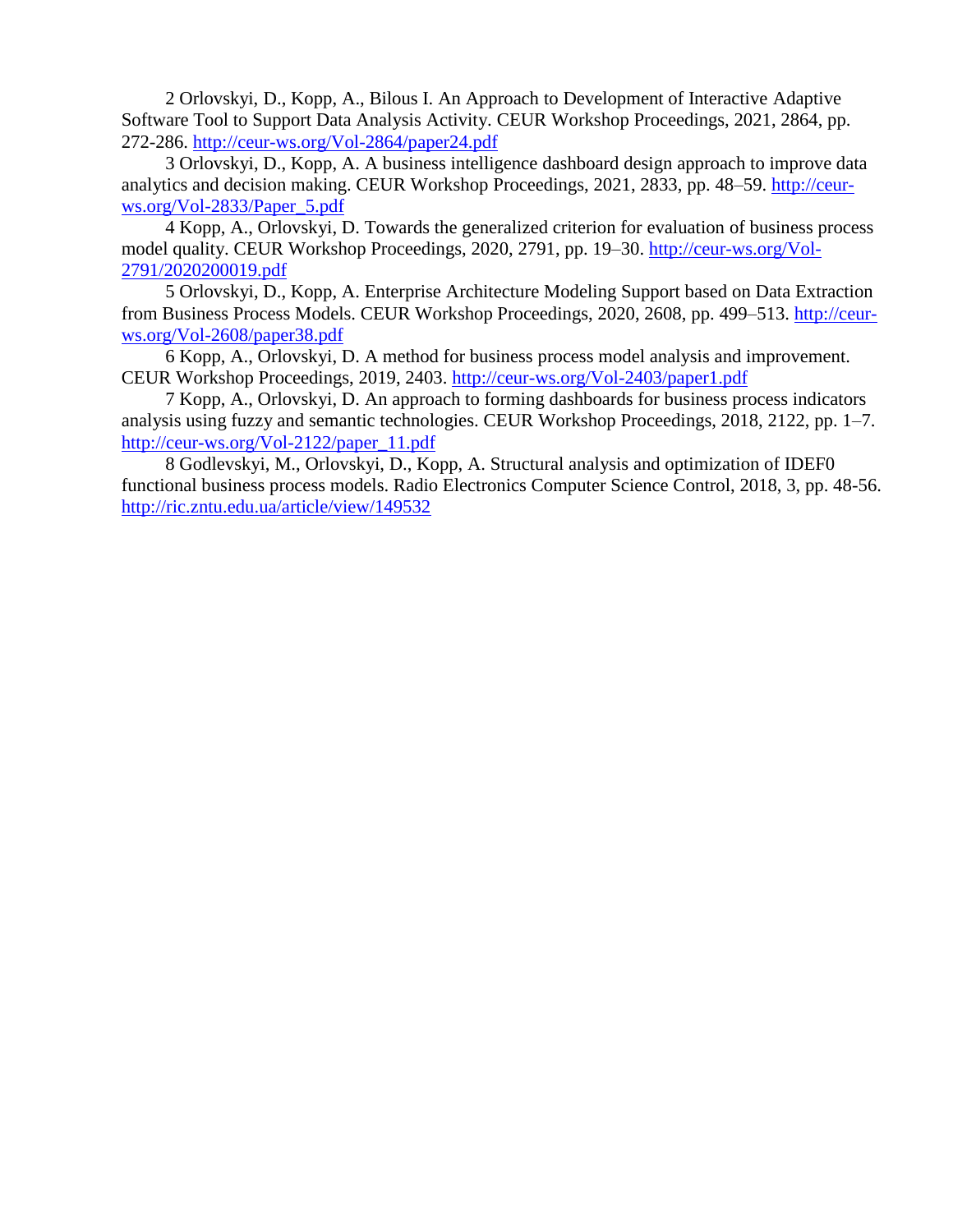2 Orlovskyi, D., Kopp, A., Bilous I. An Approach to Development of Interactive Adaptive Software Tool to Support Data Analysis Activity. CEUR Workshop Proceedings, 2021, 2864, pp. 272-286. http://ceur-ws.org/Vol-2864/paper24.pdf

3 Orlovskyi, D., Kopp, A. A business intelligence dashboard design approach to improve data analytics and decision making. CEUR Workshop Proceedings, 2021, 2833, pp. 48–59. http://ceur-ws.org/Vol-2833/Paper_5.pdf

4 Kopp, A., Orlovskyi, D. Towards the generalized criterion for evaluation of business process model quality. CEUR Workshop Proceedings, 2020, 2791, pp. 19–30. http://ceur-ws.org/Vol-2791/2020200019.pdf

5 Orlovskyi, D., Kopp, A. Enterprise Architecture Modeling Support based on Data Extraction from Business Process Models. CEUR Workshop Proceedings, 2020, 2608, pp. 499–513. http://ceur-ws.org/Vol-2608/paper38.pdf

6 Kopp, A., Orlovskyi, D. A method for business process model analysis and improvement. CEUR Workshop Proceedings, 2019, 2403. http://ceur-ws.org/Vol-2403/paper1.pdf

7 Kopp, A., Orlovskyi, D. An approach to forming dashboards for business process indicators analysis using fuzzy and semantic technologies. CEUR Workshop Proceedings, 2018, 2122, pp. 1–7. http://ceur-ws.org/Vol-2122/paper_11.pdf

8 Godlevskyi, M., Orlovskyi, D., Kopp, A. Structural analysis and optimization of IDEF0 functional business process models. Radio Electronics Computer Science Control, 2018, 3, pp. 48-56. http://ric.zntu.edu.ua/article/view/149532